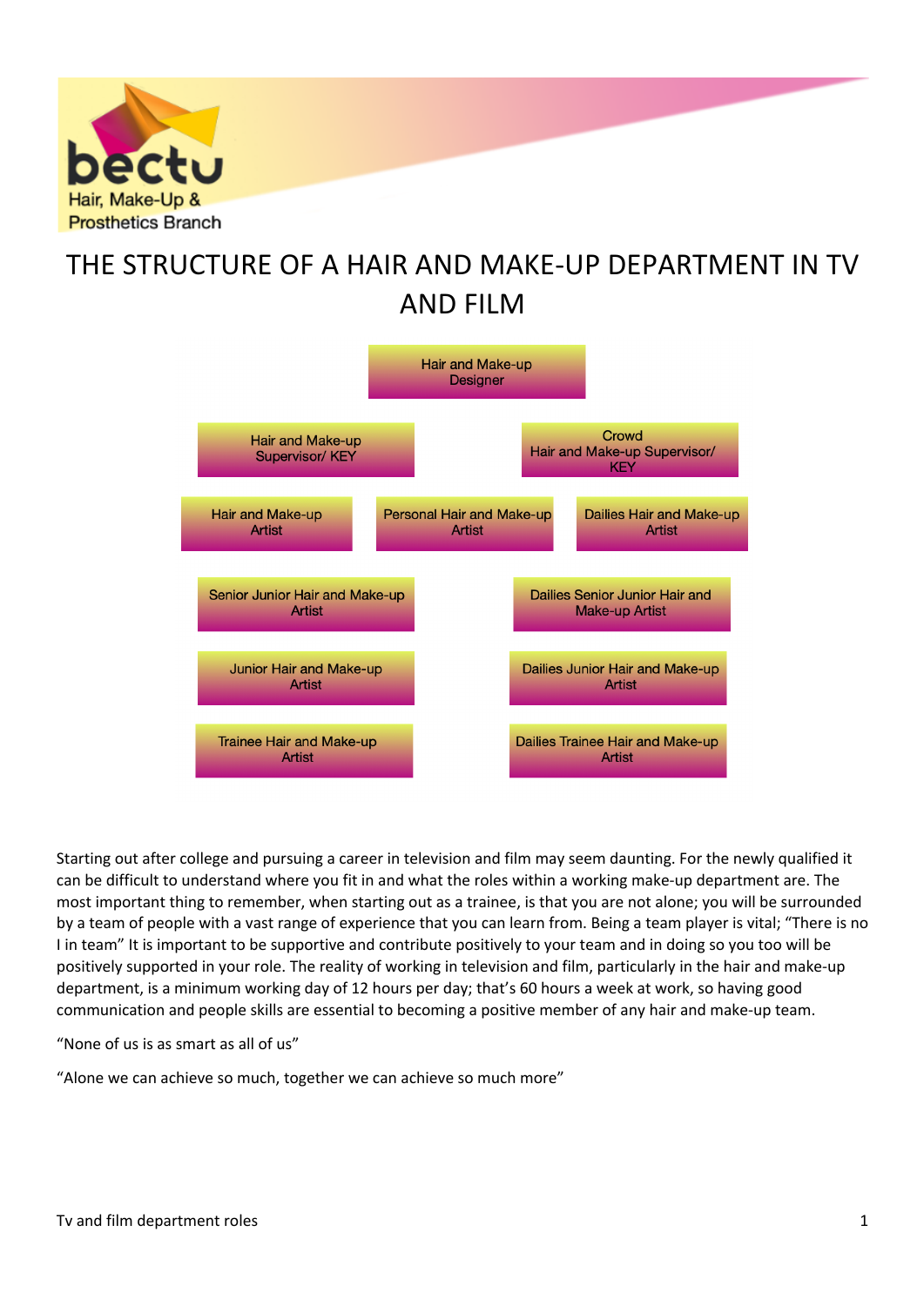bectu

Hair, Make-Up & Prosthetics Branch

# THE STRUCTURE OF A HAIR AND MAKE-UP DEPARTMENT IN TV AND FILM

Hair and Make-up Designer

Hair and Make-up Supervisor/ KEY

Crowd Hair and Make-up Supervisor/ KEY

Hair and Make-up Artist

Personal Hair and Make-up Artist

Dailies Hair and Make-up Artist

Senior Junior Hair and Make-up Artist

Dailies Senior Junior Hair and Make-up Artist

Junior Hair and Make-up Artist

Dailies Junior Hair and Make-up Artist

Trainee Hair and Make-up Artist

Dailies Trainee Hair and Make-up Artist

Starting out after college and pursuing a career in television and film may seem daunting. For the newly qualified it can be difficult to understand where you fit in and what the roles within a working make-up department are. The most important thing to remember, when starting out as a trainee, is that you are not alone; you will be surrounded by a team of people with a vast range of experience that you can learn from. Being a team player is vital; "There is no I in team" It is important to be supportive and contribute positively to your team and in doing so you too will be positively supported in your role. The reality of working in television and film, particularly in the hair and make-up department, is a minimum working day of 12 hours per day; that's 60 hours a week at work, so having good communication and people skills are essential to becoming a positive member of any hair and make-up team.

"None of us is as smart as all of us"

"Alone we can achieve so much, together we can achieve so much more"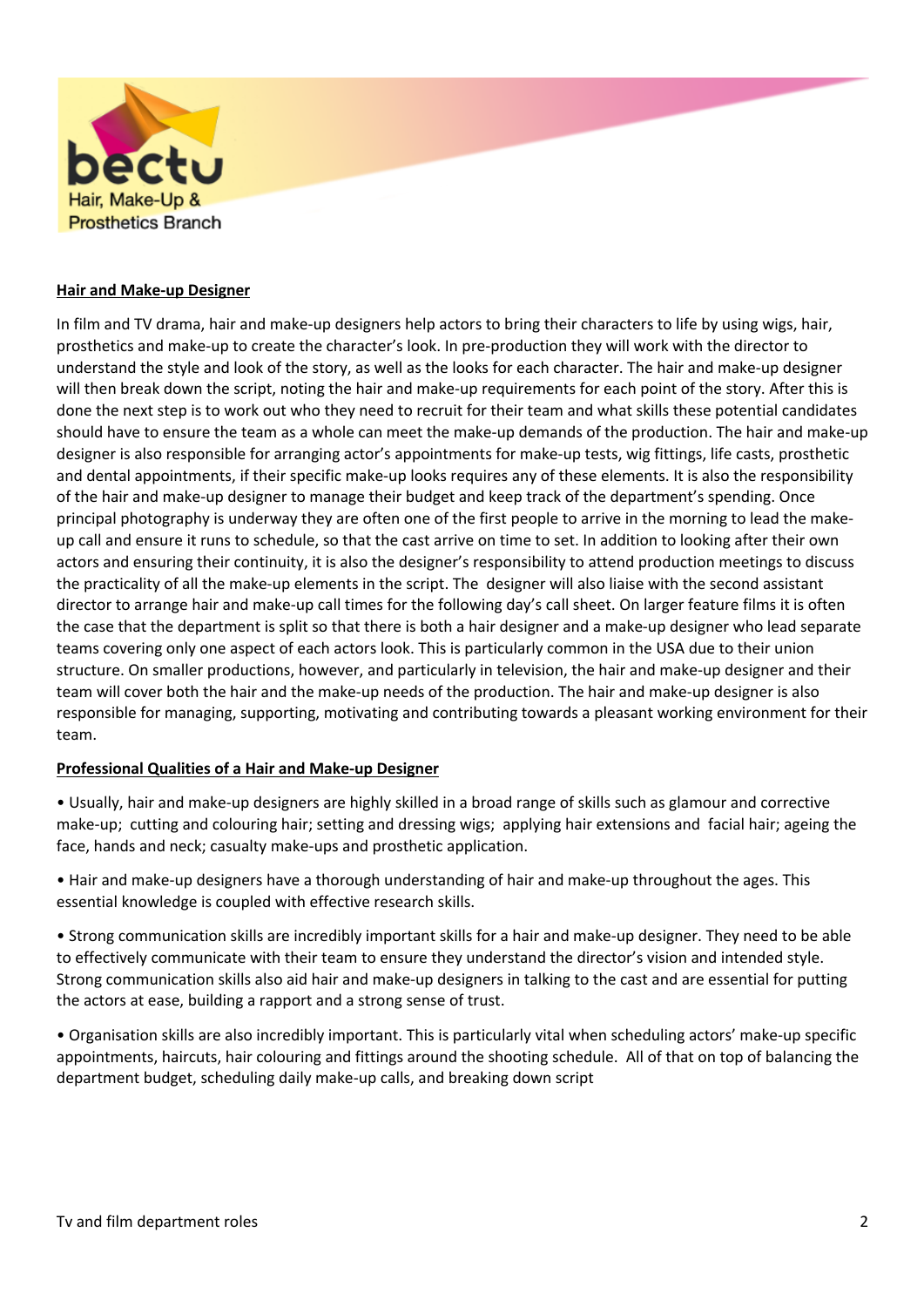## Hair and Make-up Designer

In film and TV drama, hair and make-up designers help actors to bring their characters to life by using wigs, hair, prosthetics and make-up to create the character's look. In pre-production they will work with the director to understand the style and look of the story, as well as the looks for each character. The hair and make-up designer will then break down the script, noting the hair and make-up requirements for each point of the story. After this is done the next step is to work out who they need to recruit for their team and what skills these potential candidates should have to ensure the team as a whole can meet the make-up demands of the production. The hair and make-up designer is also responsible for arranging actor's appointments for make-up tests, wig fittings, life casts, prosthetic and dental appointments, if their specific make-up looks requires any of these elements. It is also the responsibility of the hair and make-up designer to manage their budget and keep track of the department's spending. Once principal photography is underway they are often one of the first people to arrive in the morning to lead the make-up call and ensure it runs to schedule, so that the cast arrive on time to set. In addition to looking after their own actors and ensuring their continuity, it is also the designer's responsibility to attend production meetings to discuss the practicality of all the make-up elements in the script. The designer will also liaise with the second assistant director to arrange hair and make-up call times for the following day's call sheet. On larger feature films it is often the case that the department is split so that there is both a hair designer and a make-up designer who lead separate teams covering only one aspect of each actors look. This is particularly common in the USA due to their union structure. On smaller productions, however, and particularly in television, the hair and make-up designer and their team will cover both the hair and the make-up needs of the production. The hair and make-up designer is also responsible for managing, supporting, motivating and contributing towards a pleasant working environment for their team.

## Professional Qualities of a Hair and Make-up Designer

• Usually, hair and make-up designers are highly skilled in a broad range of skills such as glamour and corrective make-up; cutting and colouring hair; setting and dressing wigs; applying hair extensions and facial hair; ageing the face, hands and neck; casualty make-ups and prosthetic application.

• Hair and make-up designers have a thorough understanding of hair and make-up throughout the ages. This essential knowledge is coupled with effective research skills.

• Strong communication skills are incredibly important skills for a hair and make-up designer. They need to be able to effectively communicate with their team to ensure they understand the director's vision and intended style. Strong communication skills also aid hair and make-up designers in talking to the cast and are essential for putting the actors at ease, building a rapport and a strong sense of trust.

• Organisation skills are also incredibly important. This is particularly vital when scheduling actors' make-up specific appointments, haircuts, hair colouring and fittings around the shooting schedule. All of that on top of balancing the department budget, scheduling daily make-up calls, and breaking down script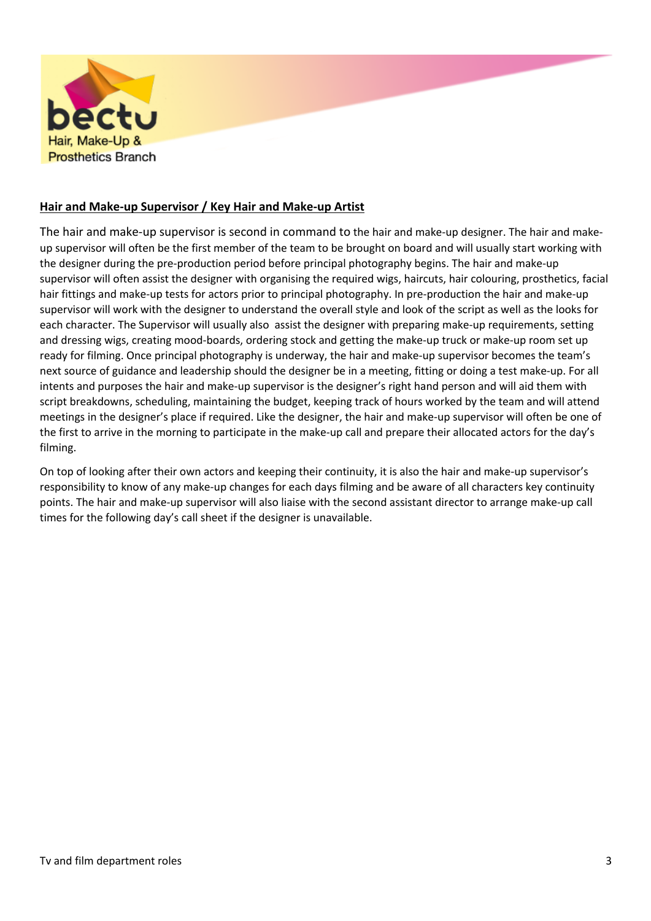## Hair and Make-up Supervisor / Key Hair and Make-up Artist

The hair and make-up supervisor is second in command to the hair and make-up designer. The hair and make-up supervisor will often be the first member of the team to be brought on board and will usually start working with the designer during the pre-production period before principal photography begins. The hair and make-up supervisor will often assist the designer with organising the required wigs, haircuts, hair colouring, prosthetics, facial hair fittings and make-up tests for actors prior to principal photography. In pre-production the hair and make-up supervisor will work with the designer to understand the overall style and look of the script as well as the looks for each character. The Supervisor will usually also assist the designer with preparing make-up requirements, setting and dressing wigs, creating mood-boards, ordering stock and getting the make-up truck or make-up room set up ready for filming. Once principal photography is underway, the hair and make-up supervisor becomes the team's next source of guidance and leadership should the designer be in a meeting, fitting or doing a test make-up. For all intents and purposes the hair and make-up supervisor is the designer's right hand person and will aid them with script breakdowns, scheduling, maintaining the budget, keeping track of hours worked by the team and will attend meetings in the designer's place if required. Like the designer, the hair and make-up supervisor will often be one of the first to arrive in the morning to participate in the make-up call and prepare their allocated actors for the day's filming.

On top of looking after their own actors and keeping their continuity, it is also the hair and make-up supervisor's responsibility to know of any make-up changes for each days filming and be aware of all characters key continuity points. The hair and make-up supervisor will also liaise with the second assistant director to arrange make-up call times for the following day's call sheet if the designer is unavailable.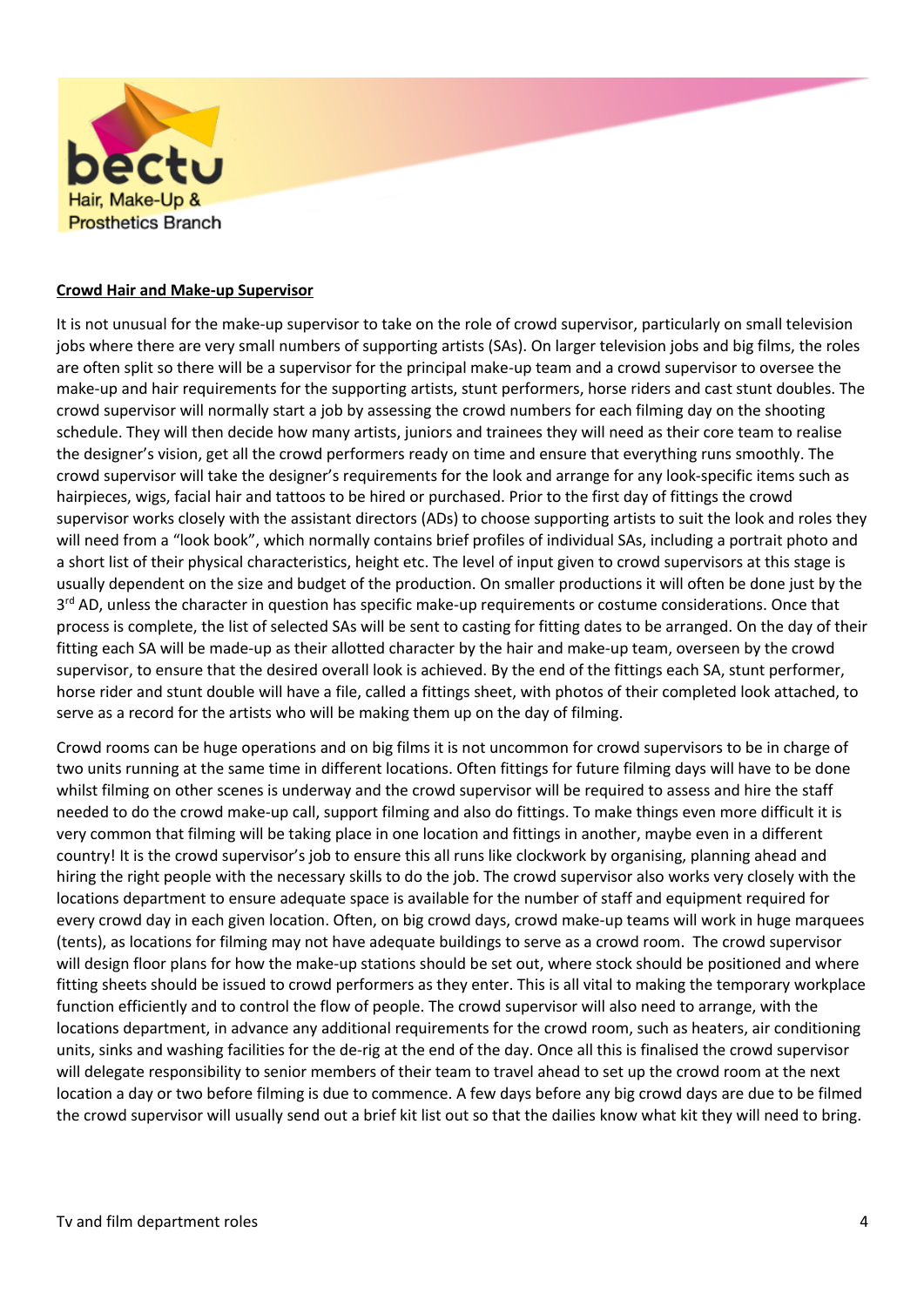## Crowd Hair and Make-up Supervisor

It is not unusual for the make-up supervisor to take on the role of crowd supervisor, particularly on small television jobs where there are very small numbers of supporting artists (SAs). On larger television jobs and big films, the roles are often split so there will be a supervisor for the principal make-up team and a crowd supervisor to oversee the make-up and hair requirements for the supporting artists, stunt performers, horse riders and cast stunt doubles. The crowd supervisor will normally start a job by assessing the crowd numbers for each filming day on the shooting schedule. They will then decide how many artists, juniors and trainees they will need as their core team to realise the designer's vision, get all the crowd performers ready on time and ensure that everything runs smoothly. The crowd supervisor will take the designer's requirements for the look and arrange for any look-specific items such as hairpieces, wigs, facial hair and tattoos to be hired or purchased. Prior to the first day of fittings the crowd supervisor works closely with the assistant directors (ADs) to choose supporting artists to suit the look and roles they will need from a "look book", which normally contains brief profiles of individual SAs, including a portrait photo and a short list of their physical characteristics, height etc. The level of input given to crowd supervisors at this stage is usually dependent on the size and budget of the production. On smaller productions it will often be done just by the 3rd AD, unless the character in question has specific make-up requirements or costume considerations. Once that process is complete, the list of selected SAs will be sent to casting for fitting dates to be arranged. On the day of their fitting each SA will be made-up as their allotted character by the hair and make-up team, overseen by the crowd supervisor, to ensure that the desired overall look is achieved. By the end of the fittings each SA, stunt performer, horse rider and stunt double will have a file, called a fittings sheet, with photos of their completed look attached, to serve as a record for the artists who will be making them up on the day of filming.

Crowd rooms can be huge operations and on big films it is not uncommon for crowd supervisors to be in charge of two units running at the same time in different locations. Often fittings for future filming days will have to be done whilst filming on other scenes is underway and the crowd supervisor will be required to assess and hire the staff needed to do the crowd make-up call, support filming and also do fittings. To make things even more difficult it is very common that filming will be taking place in one location and fittings in another, maybe even in a different country! It is the crowd supervisor's job to ensure this all runs like clockwork by organising, planning ahead and hiring the right people with the necessary skills to do the job. The crowd supervisor also works very closely with the locations department to ensure adequate space is available for the number of staff and equipment required for every crowd day in each given location. Often, on big crowd days, crowd make-up teams will work in huge marquees (tents), as locations for filming may not have adequate buildings to serve as a crowd room. The crowd supervisor will design floor plans for how the make-up stations should be set out, where stock should be positioned and where fitting sheets should be issued to crowd performers as they enter. This is all vital to making the temporary workplace function efficiently and to control the flow of people. The crowd supervisor will also need to arrange, with the locations department, in advance any additional requirements for the crowd room, such as heaters, air conditioning units, sinks and washing facilities for the de-rig at the end of the day. Once all this is finalised the crowd supervisor will delegate responsibility to senior members of their team to travel ahead to set up the crowd room at the next location a day or two before filming is due to commence. A few days before any big crowd days are due to be filmed the crowd supervisor will usually send out a brief kit list out so that the dailies know what kit they will need to bring.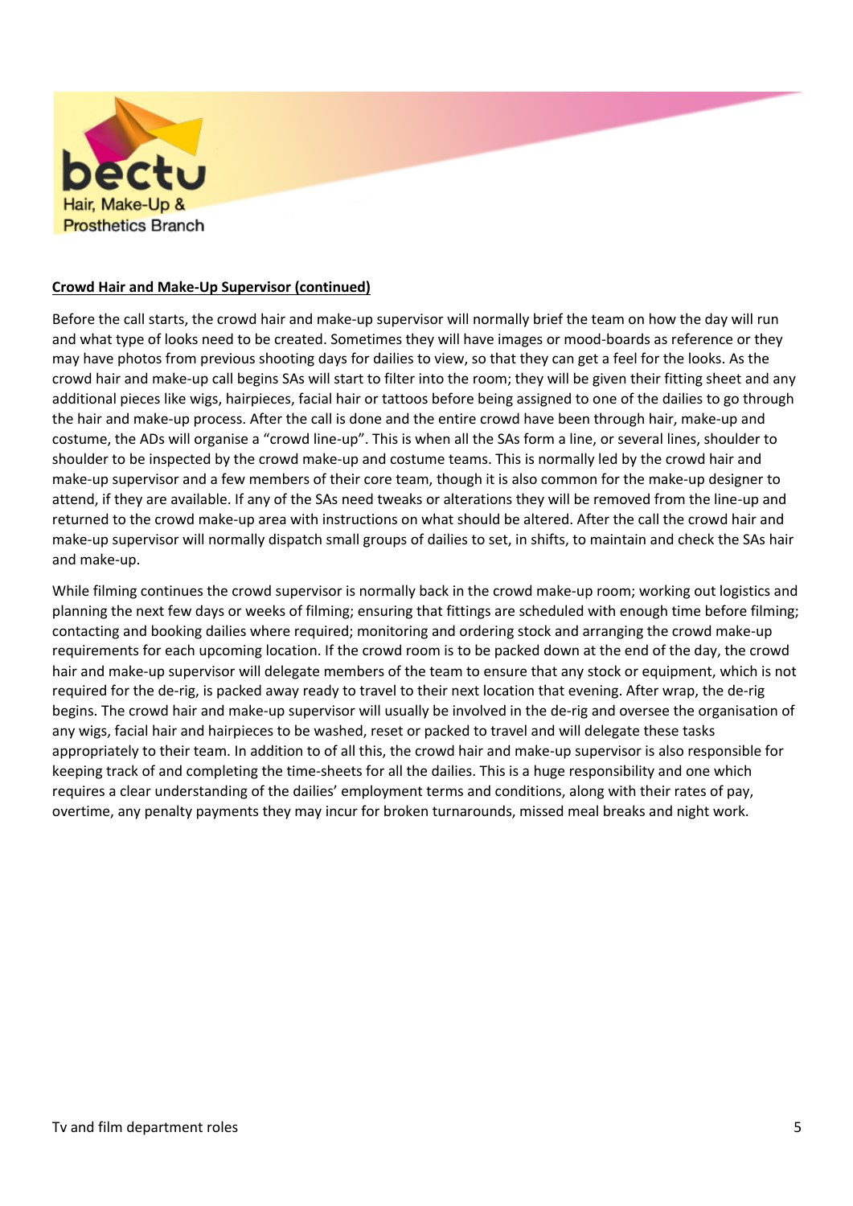**Crowd Hair and Make-Up Supervisor (continued)**

Before the call starts, the crowd hair and make-up supervisor will normally brief the team on how the day will run and what type of looks need to be created. Sometimes they will have images or mood-boards as reference or they may have photos from previous shooting days for dailies to view, so that they can get a feel for the looks. As the crowd hair and make-up call begins SAs will start to filter into the room; they will be given their fitting sheet and any additional pieces like wigs, hairpieces, facial hair or tattoos before being assigned to one of the dailies to go through the hair and make-up process. After the call is done and the entire crowd have been through hair, make-up and costume, the ADs will organise a "crowd line-up". This is when all the SAs form a line, or several lines, shoulder to shoulder to be inspected by the crowd make-up and costume teams. This is normally led by the crowd hair and make-up supervisor and a few members of their core team, though it is also common for the make-up designer to attend, if they are available. If any of the SAs need tweaks or alterations they will be removed from the line-up and returned to the crowd make-up area with instructions on what should be altered. After the call the crowd hair and make-up supervisor will normally dispatch small groups of dailies to set, in shifts, to maintain and check the SAs hair and make-up.

While filming continues the crowd supervisor is normally back in the crowd make-up room; working out logistics and planning the next few days or weeks of filming; ensuring that fittings are scheduled with enough time before filming; contacting and booking dailies where required; monitoring and ordering stock and arranging the crowd make-up requirements for each upcoming location. If the crowd room is to be packed down at the end of the day, the crowd hair and make-up supervisor will delegate members of the team to ensure that any stock or equipment, which is not required for the de-rig, is packed away ready to travel to their next location that evening. After wrap, the de-rig begins. The crowd hair and make-up supervisor will usually be involved in the de-rig and oversee the organisation of any wigs, facial hair and hairpieces to be washed, reset or packed to travel and will delegate these tasks appropriately to their team. In addition to of all this, the crowd hair and make-up supervisor is also responsible for keeping track of and completing the time-sheets for all the dailies. This is a huge responsibility and one which requires a clear understanding of the dailies' employment terms and conditions, along with their rates of pay, overtime, any penalty payments they may incur for broken turnarounds, missed meal breaks and night work.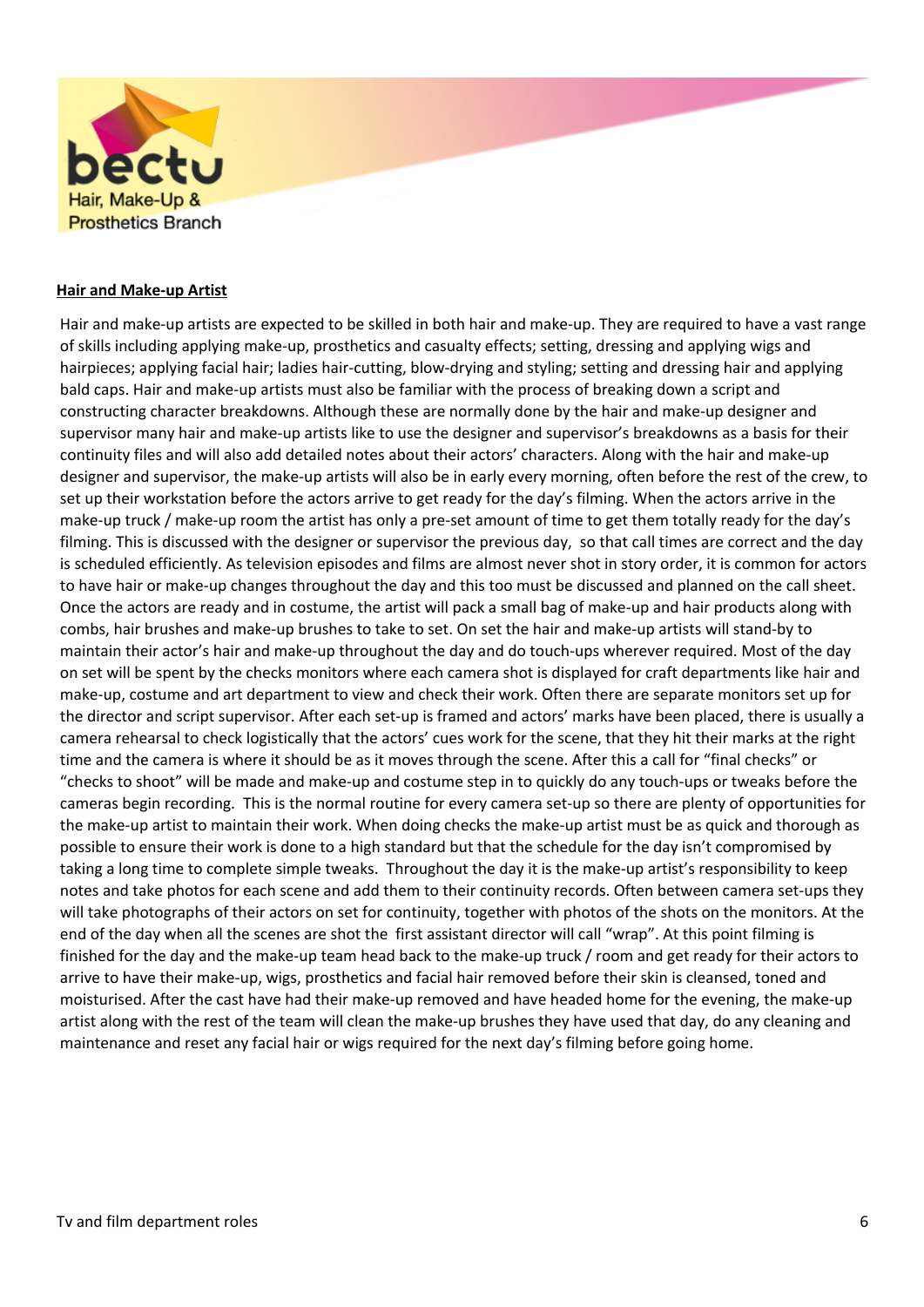**Hair and Make-up Artist**

Hair and make-up artists are expected to be skilled in both hair and make-up. They are required to have a vast range of skills including applying make-up, prosthetics and casualty effects; setting, dressing and applying wigs and hairpieces; applying facial hair; ladies hair-cutting, blow-drying and styling; setting and dressing hair and applying bald caps. Hair and make-up artists must also be familiar with the process of breaking down a script and constructing character breakdowns. Although these are normally done by the hair and make-up designer and supervisor many hair and make-up artists like to use the designer and supervisor's breakdowns as a basis for their continuity files and will also add detailed notes about their actors' characters. Along with the hair and make-up designer and supervisor, the make-up artists will also be in early every morning, often before the rest of the crew, to set up their workstation before the actors arrive to get ready for the day's filming. When the actors arrive in the make-up truck / make-up room the artist has only a pre-set amount of time to get them totally ready for the day's filming. This is discussed with the designer or supervisor the previous day, so that call times are correct and the day is scheduled efficiently. As television episodes and films are almost never shot in story order, it is common for actors to have hair or make-up changes throughout the day and this too must be discussed and planned on the call sheet. Once the actors are ready and in costume, the artist will pack a small bag of make-up and hair products along with combs, hair brushes and make-up brushes to take to set. On set the hair and make-up artists will stand-by to maintain their actor's hair and make-up throughout the day and do touch-ups wherever required. Most of the day on set will be spent by the checks monitors where each camera shot is displayed for craft departments like hair and make-up, costume and art department to view and check their work. Often there are separate monitors set up for the director and script supervisor. After each set-up is framed and actors' marks have been placed, there is usually a camera rehearsal to check logistically that the actors' cues work for the scene, that they hit their marks at the right time and the camera is where it should be as it moves through the scene. After this a call for "final checks" or "checks to shoot" will be made and make-up and costume step in to quickly do any touch-ups or tweaks before the cameras begin recording. This is the normal routine for every camera set-up so there are plenty of opportunities for the make-up artist to maintain their work. When doing checks the make-up artist must be as quick and thorough as possible to ensure their work is done to a high standard but that the schedule for the day isn't compromised by taking a long time to complete simple tweaks. Throughout the day it is the make-up artist's responsibility to keep notes and take photos for each scene and add them to their continuity records. Often between camera set-ups they will take photographs of their actors on set for continuity, together with photos of the shots on the monitors. At the end of the day when all the scenes are shot the first assistant director will call "wrap". At this point filming is finished for the day and the make-up team head back to the make-up truck / room and get ready for their actors to arrive to have their make-up, wigs, prosthetics and facial hair removed before their skin is cleansed, toned and moisturised. After the cast have had their make-up removed and have headed home for the evening, the make-up artist along with the rest of the team will clean the make-up brushes they have used that day, do any cleaning and maintenance and reset any facial hair or wigs required for the next day's filming before going home.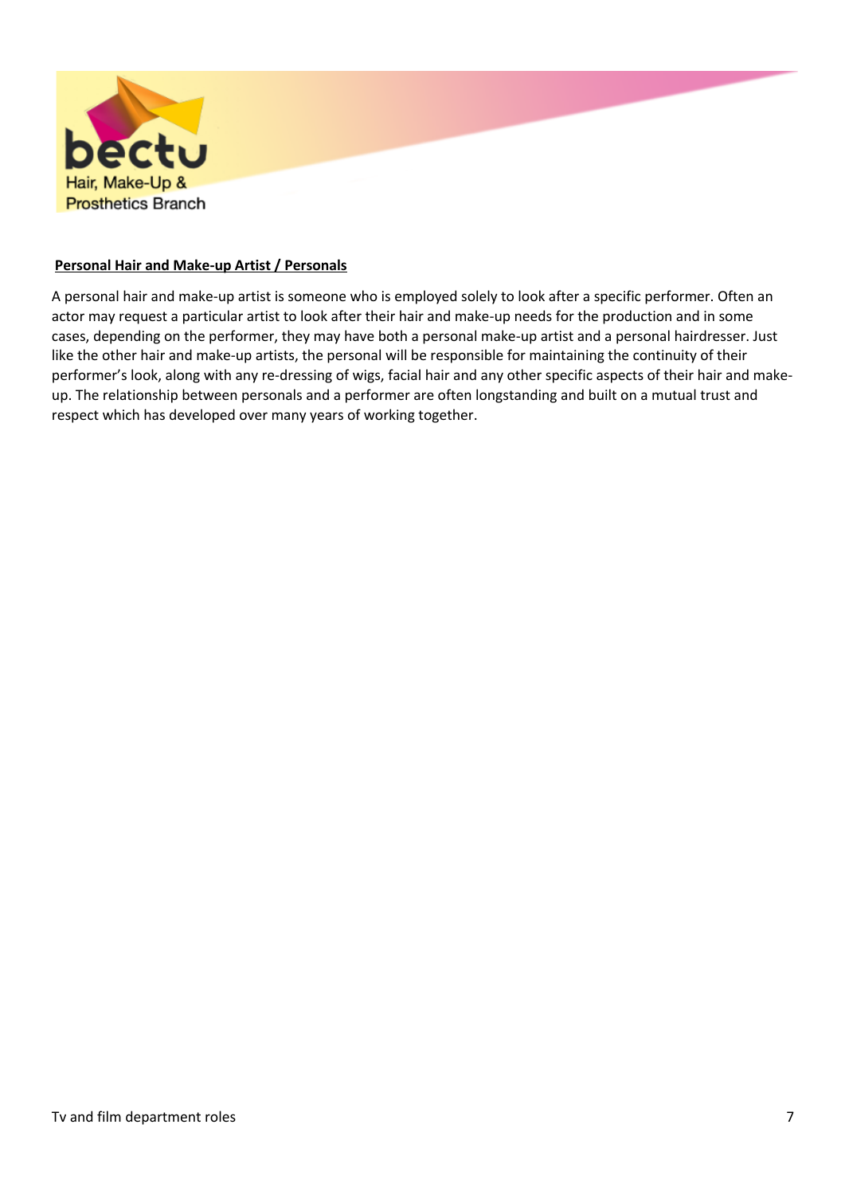## Personal Hair and Make-up Artist / Personals

A personal hair and make-up artist is someone who is employed solely to look after a specific performer. Often an actor may request a particular artist to look after their hair and make-up needs for the production and in some cases, depending on the performer, they may have both a personal make-up artist and a personal hairdresser. Just like the other hair and make-up artists, the personal will be responsible for maintaining the continuity of their performer's look, along with any re-dressing of wigs, facial hair and any other specific aspects of their hair and make-up. The relationship between personals and a performer are often longstanding and built on a mutual trust and respect which has developed over many years of working together.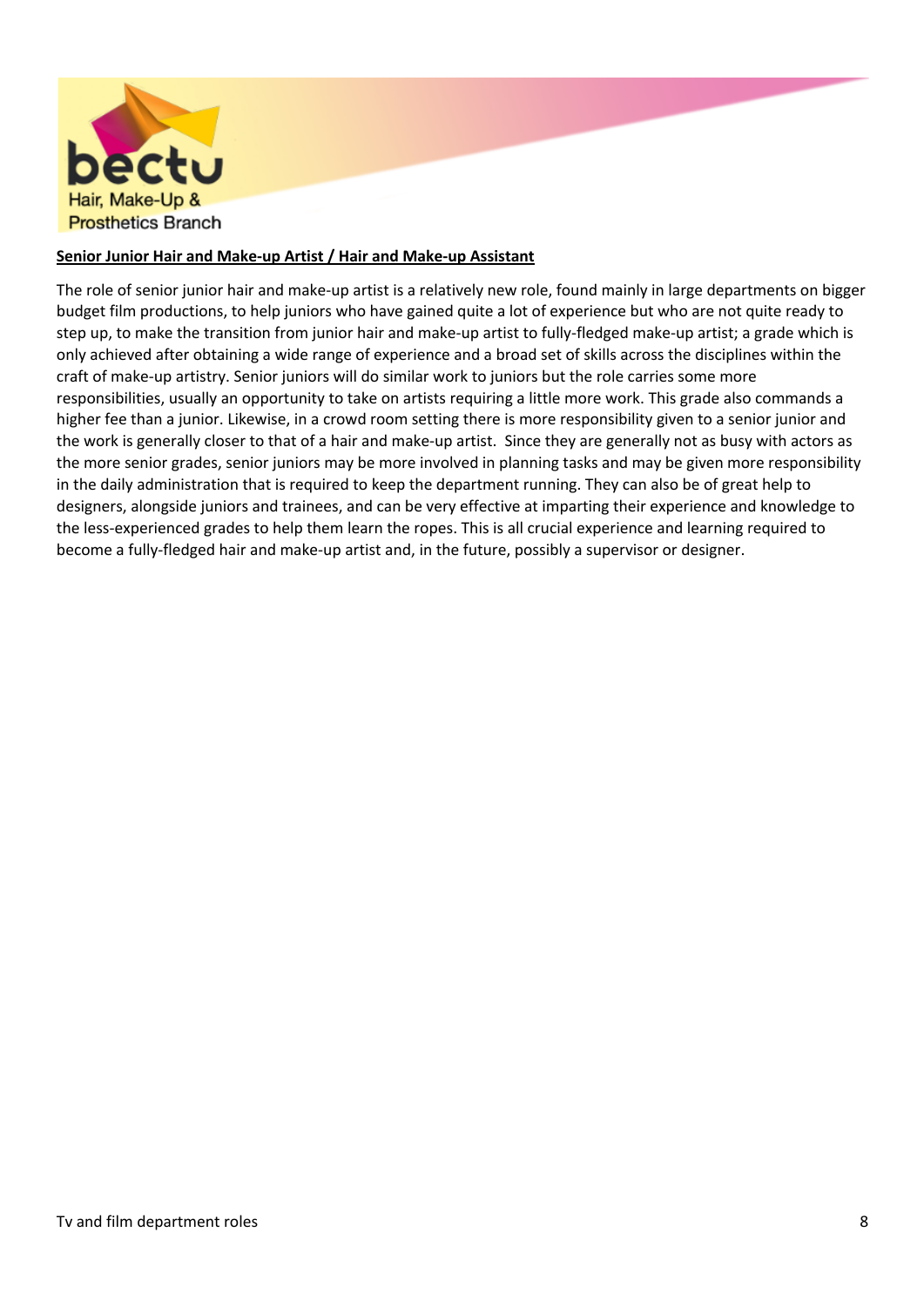**Senior Junior Hair and Make-up Artist / Hair and Make-up Assistant**

The role of senior junior hair and make-up artist is a relatively new role, found mainly in large departments on bigger budget film productions, to help juniors who have gained quite a lot of experience but who are not quite ready to step up, to make the transition from junior hair and make-up artist to fully-fledged make-up artist; a grade which is only achieved after obtaining a wide range of experience and a broad set of skills across the disciplines within the craft of make-up artistry. Senior juniors will do similar work to juniors but the role carries some more responsibilities, usually an opportunity to take on artists requiring a little more work. This grade also commands a higher fee than a junior. Likewise, in a crowd room setting there is more responsibility given to a senior junior and the work is generally closer to that of a hair and make-up artist. Since they are generally not as busy with actors as the more senior grades, senior juniors may be more involved in planning tasks and may be given more responsibility in the daily administration that is required to keep the department running. They can also be of great help to designers, alongside juniors and trainees, and can be very effective at imparting their experience and knowledge to the less-experienced grades to help them learn the ropes. This is all crucial experience and learning required to become a fully-fledged hair and make-up artist and, in the future, possibly a supervisor or designer.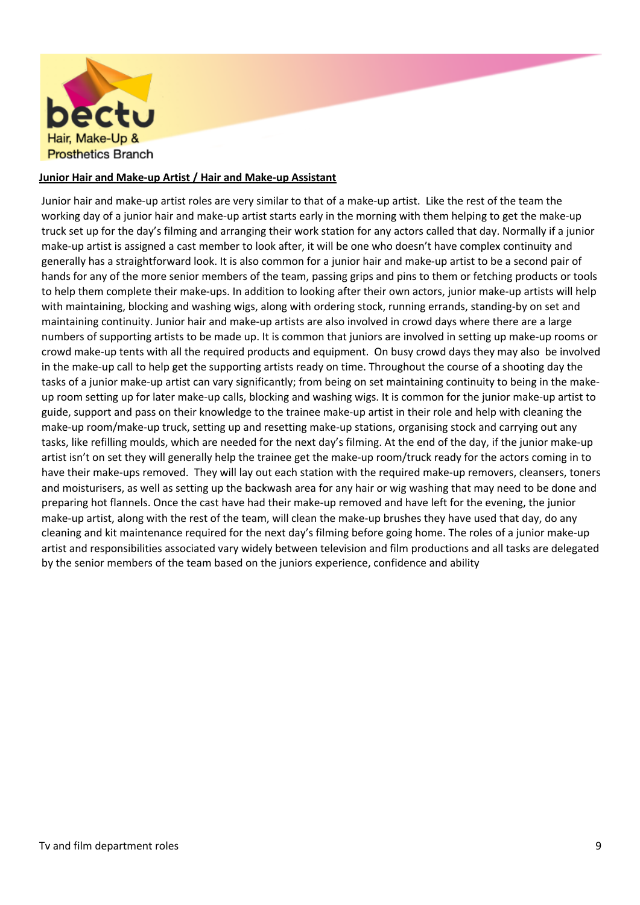**Junior Hair and Make-up Artist / Hair and Make-up Assistant**

Junior hair and make-up artist roles are very similar to that of a make-up artist. Like the rest of the team the working day of a junior hair and make-up artist starts early in the morning with them helping to get the make-up truck set up for the day's filming and arranging their work station for any actors called that day. Normally if a junior make-up artist is assigned a cast member to look after, it will be one who doesn't have complex continuity and generally has a straightforward look. It is also common for a junior hair and make-up artist to be a second pair of hands for any of the more senior members of the team, passing grips and pins to them or fetching products or tools to help them complete their make-ups. In addition to looking after their own actors, junior make-up artists will help with maintaining, blocking and washing wigs, along with ordering stock, running errands, standing-by on set and maintaining continuity. Junior hair and make-up artists are also involved in crowd days where there are a large numbers of supporting artists to be made up. It is common that juniors are involved in setting up make-up rooms or crowd make-up tents with all the required products and equipment. On busy crowd days they may also be involved in the make-up call to help get the supporting artists ready on time. Throughout the course of a shooting day the tasks of a junior make-up artist can vary significantly; from being on set maintaining continuity to being in the make-up room setting up for later make-up calls, blocking and washing wigs. It is common for the junior make-up artist to guide, support and pass on their knowledge to the trainee make-up artist in their role and help with cleaning the make-up room/make-up truck, setting up and resetting make-up stations, organising stock and carrying out any tasks, like refilling moulds, which are needed for the next day's filming. At the end of the day, if the junior make-up artist isn't on set they will generally help the trainee get the make-up room/truck ready for the actors coming in to have their make-ups removed. They will lay out each station with the required make-up removers, cleansers, toners and moisturisers, as well as setting up the backwash area for any hair or wig washing that may need to be done and preparing hot flannels. Once the cast have had their make-up removed and have left for the evening, the junior make-up artist, along with the rest of the team, will clean the make-up brushes they have used that day, do any cleaning and kit maintenance required for the next day's filming before going home. The roles of a junior make-up artist and responsibilities associated vary widely between television and film productions and all tasks are delegated by the senior members of the team based on the juniors experience, confidence and ability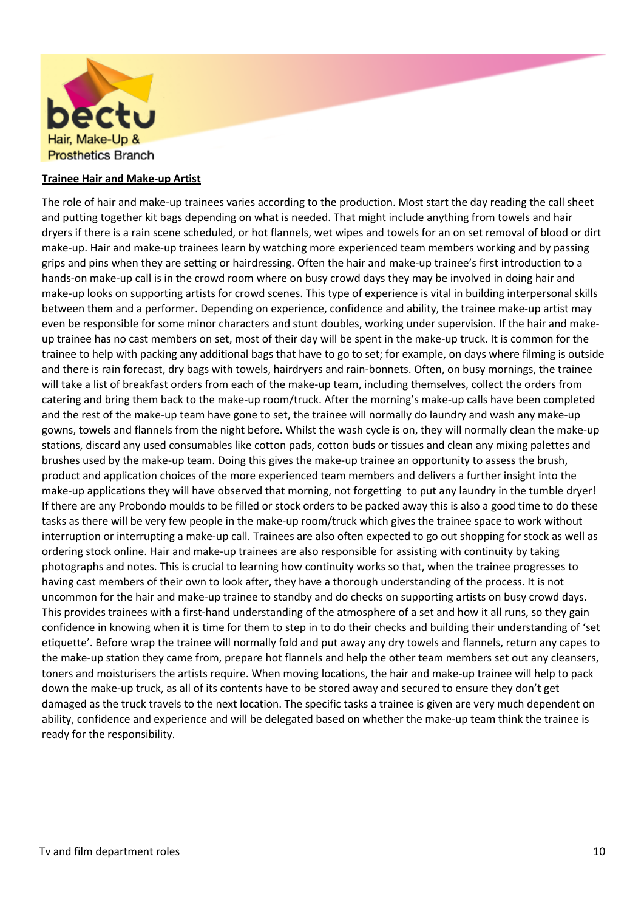## Trainee Hair and Make-up Artist

The role of hair and make-up trainees varies according to the production. Most start the day reading the call sheet and putting together kit bags depending on what is needed. That might include anything from towels and hair dryers if there is a rain scene scheduled, or hot flannels, wet wipes and towels for an on set removal of blood or dirt make-up. Hair and make-up trainees learn by watching more experienced team members working and by passing grips and pins when they are setting or hairdressing. Often the hair and make-up trainee's first introduction to a hands-on make-up call is in the crowd room where on busy crowd days they may be involved in doing hair and make-up looks on supporting artists for crowd scenes. This type of experience is vital in building interpersonal skills between them and a performer. Depending on experience, confidence and ability, the trainee make-up artist may even be responsible for some minor characters and stunt doubles, working under supervision. If the hair and make-up trainee has no cast members on set, most of their day will be spent in the make-up truck. It is common for the trainee to help with packing any additional bags that have to go to set; for example, on days where filming is outside and there is rain forecast, dry bags with towels, hairdryers and rain-bonnets. Often, on busy mornings, the trainee will take a list of breakfast orders from each of the make-up team, including themselves, collect the orders from catering and bring them back to the make-up room/truck. After the morning's make-up calls have been completed and the rest of the make-up team have gone to set, the trainee will normally do laundry and wash any make-up gowns, towels and flannels from the night before. Whilst the wash cycle is on, they will normally clean the make-up stations, discard any used consumables like cotton pads, cotton buds or tissues and clean any mixing palettes and brushes used by the make-up team. Doing this gives the make-up trainee an opportunity to assess the brush, product and application choices of the more experienced team members and delivers a further insight into the make-up applications they will have observed that morning, not forgetting to put any laundry in the tumble dryer! If there are any Probondo moulds to be filled or stock orders to be packed away this is also a good time to do these tasks as there will be very few people in the make-up room/truck which gives the trainee space to work without interruption or interrupting a make-up call. Trainees are also often expected to go out shopping for stock as well as ordering stock online. Hair and make-up trainees are also responsible for assisting with continuity by taking photographs and notes. This is crucial to learning how continuity works so that, when the trainee progresses to having cast members of their own to look after, they have a thorough understanding of the process. It is not uncommon for the hair and make-up trainee to standby and do checks on supporting artists on busy crowd days. This provides trainees with a first-hand understanding of the atmosphere of a set and how it all runs, so they gain confidence in knowing when it is time for them to step in to do their checks and building their understanding of 'set etiquette'. Before wrap the trainee will normally fold and put away any dry towels and flannels, return any capes to the make-up station they came from, prepare hot flannels and help the other team members set out any cleansers, toners and moisturisers the artists require. When moving locations, the hair and make-up trainee will help to pack down the make-up truck, as all of its contents have to be stored away and secured to ensure they don't get damaged as the truck travels to the next location. The specific tasks a trainee is given are very much dependent on ability, confidence and experience and will be delegated based on whether the make-up team think the trainee is ready for the responsibility.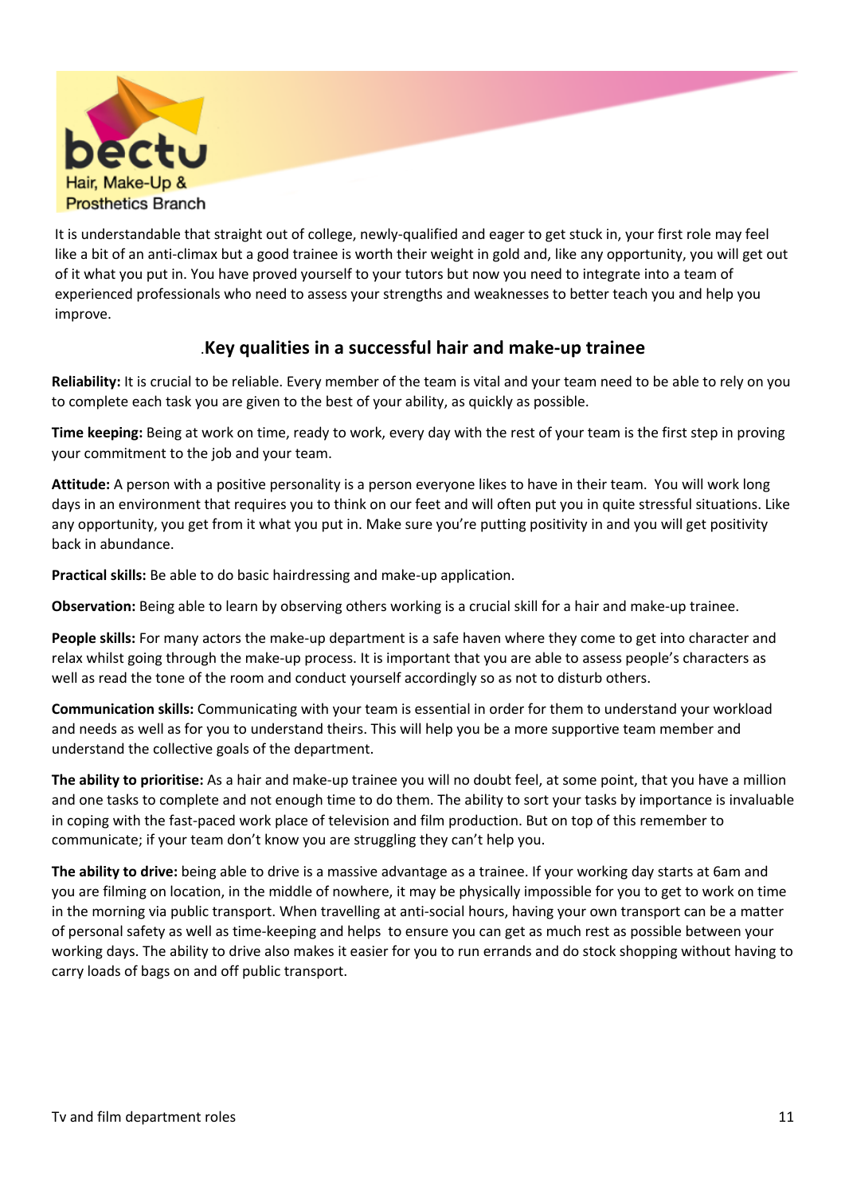It is understandable that straight out of college, newly-qualified and eager to get stuck in, your first role may feel like a bit of an anti-climax but a good trainee is worth their weight in gold and, like any opportunity, you will get out of it what you put in. You have proved yourself to your tutors but now you need to integrate into a team of experienced professionals who need to assess your strengths and weaknesses to better teach you and help you improve.

## .Key qualities in a successful hair and make-up trainee

**Reliability:** It is crucial to be reliable. Every member of the team is vital and your team need to be able to rely on you to complete each task you are given to the best of your ability, as quickly as possible.

**Time keeping:** Being at work on time, ready to work, every day with the rest of your team is the first step in proving your commitment to the job and your team.

**Attitude:** A person with a positive personality is a person everyone likes to have in their team. You will work long days in an environment that requires you to think on our feet and will often put you in quite stressful situations. Like any opportunity, you get from it what you put in. Make sure you're putting positivity in and you will get positivity back in abundance.

**Practical skills:** Be able to do basic hairdressing and make-up application.

**Observation:** Being able to learn by observing others working is a crucial skill for a hair and make-up trainee.

**People skills:** For many actors the make-up department is a safe haven where they come to get into character and relax whilst going through the make-up process. It is important that you are able to assess people's characters as well as read the tone of the room and conduct yourself accordingly so as not to disturb others.

**Communication skills:** Communicating with your team is essential in order for them to understand your workload and needs as well as for you to understand theirs. This will help you be a more supportive team member and understand the collective goals of the department.

**The ability to prioritise:** As a hair and make-up trainee you will no doubt feel, at some point, that you have a million and one tasks to complete and not enough time to do them. The ability to sort your tasks by importance is invaluable in coping with the fast-paced work place of television and film production. But on top of this remember to communicate; if your team don't know you are struggling they can't help you.

**The ability to drive:** being able to drive is a massive advantage as a trainee. If your working day starts at 6am and you are filming on location, in the middle of nowhere, it may be physically impossible for you to get to work on time in the morning via public transport. When travelling at anti-social hours, having your own transport can be a matter of personal safety as well as time-keeping and helps to ensure you can get as much rest as possible between your working days. The ability to drive also makes it easier for you to run errands and do stock shopping without having to carry loads of bags on and off public transport.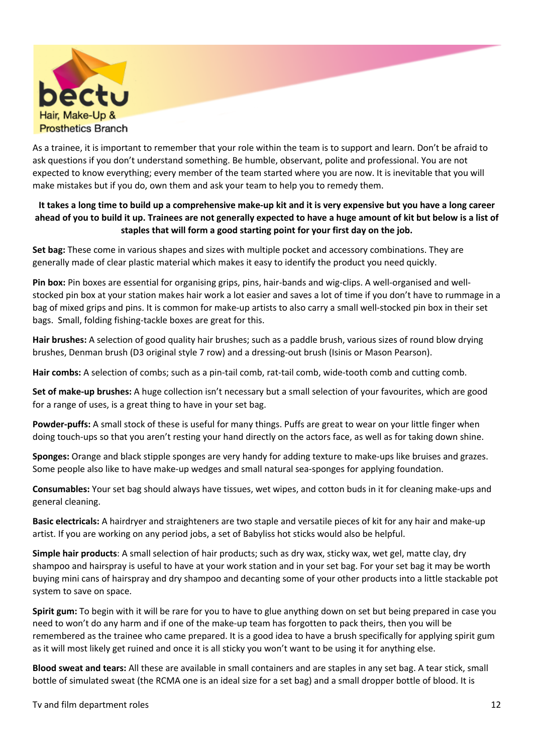As a trainee, it is important to remember that your role within the team is to support and learn. Don't be afraid to ask questions if you don't understand something. Be humble, observant, polite and professional. You are not expected to know everything; every member of the team started where you are now. It is inevitable that you will make mistakes but if you do, own them and ask your team to help you to remedy them.

**It takes a long time to build up a comprehensive make-up kit and it is very expensive but you have a long career ahead of you to build it up. Trainees are not generally expected to have a huge amount of kit but below is a list of staples that will form a good starting point for your first day on the job.**

**Set bag:** These come in various shapes and sizes with multiple pocket and accessory combinations. They are generally made of clear plastic material which makes it easy to identify the product you need quickly.

**Pin box:** Pin boxes are essential for organising grips, pins, hair-bands and wig-clips. A well-organised and well-stocked pin box at your station makes hair work a lot easier and saves a lot of time if you don't have to rummage in a bag of mixed grips and pins. It is common for make-up artists to also carry a small well-stocked pin box in their set bags. Small, folding fishing-tackle boxes are great for this.

**Hair brushes:** A selection of good quality hair brushes; such as a paddle brush, various sizes of round blow drying brushes, Denman brush (D3 original style 7 row) and a dressing-out brush (Isinis or Mason Pearson).

**Hair combs:** A selection of combs; such as a pin-tail comb, rat-tail comb, wide-tooth comb and cutting comb.

**Set of make-up brushes:** A huge collection isn't necessary but a small selection of your favourites, which are good for a range of uses, is a great thing to have in your set bag.

**Powder-puffs:** A small stock of these is useful for many things. Puffs are great to wear on your little finger when doing touch-ups so that you aren't resting your hand directly on the actors face, as well as for taking down shine.

**Sponges:** Orange and black stipple sponges are very handy for adding texture to make-ups like bruises and grazes. Some people also like to have make-up wedges and small natural sea-sponges for applying foundation.

**Consumables:** Your set bag should always have tissues, wet wipes, and cotton buds in it for cleaning make-ups and general cleaning.

**Basic electricals:** A hairdryer and straighteners are two staple and versatile pieces of kit for any hair and make-up artist. If you are working on any period jobs, a set of Babyliss hot sticks would also be helpful.

**Simple hair products**: A small selection of hair products; such as dry wax, sticky wax, wet gel, matte clay, dry shampoo and hairspray is useful to have at your work station and in your set bag. For your set bag it may be worth buying mini cans of hairspray and dry shampoo and decanting some of your other products into a little stackable pot system to save on space.

**Spirit gum:** To begin with it will be rare for you to have to glue anything down on set but being prepared in case you need to won't do any harm and if one of the make-up team has forgotten to pack theirs, then you will be remembered as the trainee who came prepared. It is a good idea to have a brush specifically for applying spirit gum as it will most likely get ruined and once it is all sticky you won't want to be using it for anything else.

**Blood sweat and tears:** All these are available in small containers and are staples in any set bag. A tear stick, small bottle of simulated sweat (the RCMA one is an ideal size for a set bag) and a small dropper bottle of blood. It is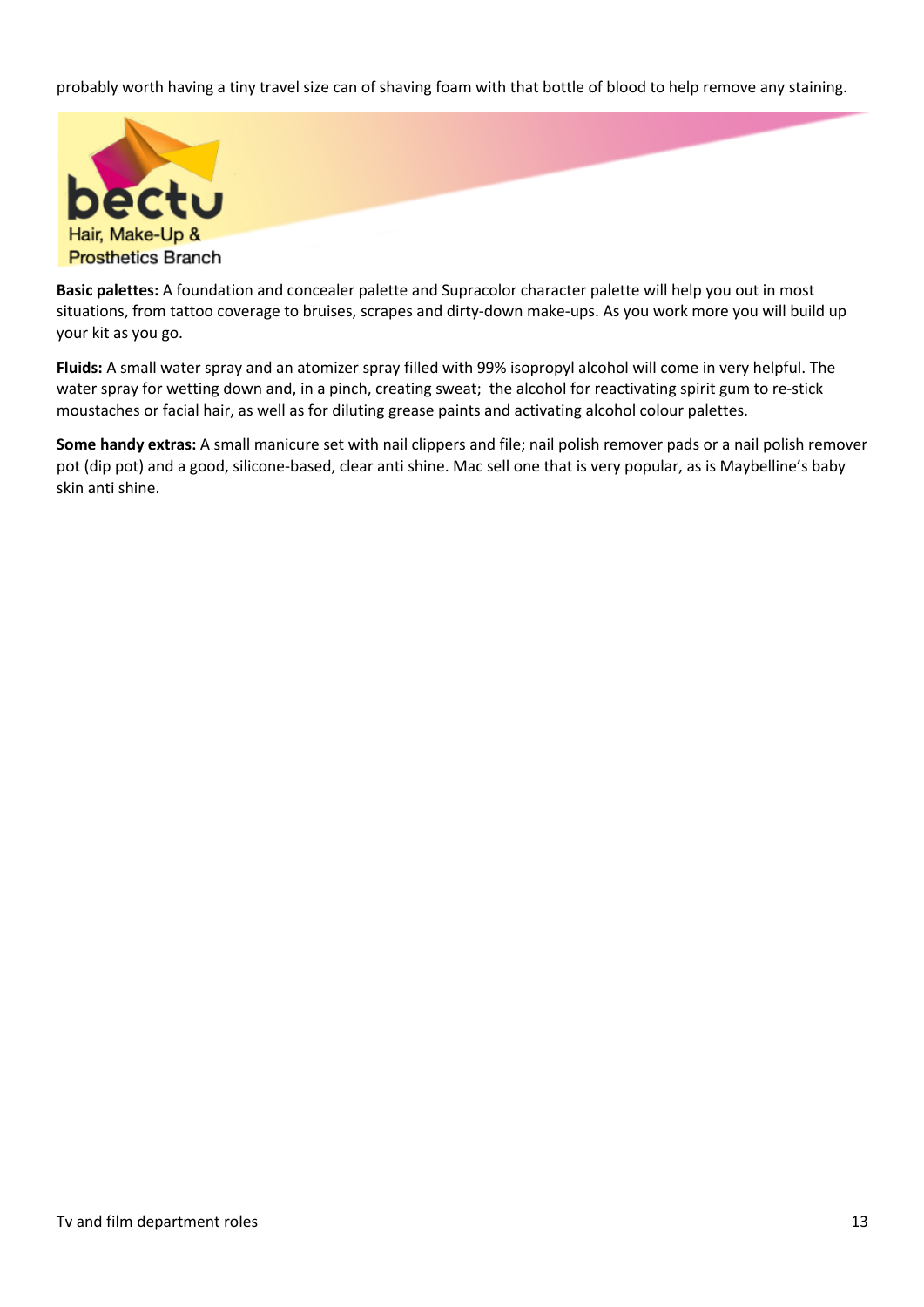probably worth having a tiny travel size can of shaving foam with that bottle of blood to help remove any staining.

bectu
Hair, Make-Up & Prosthetics Branch

**Basic palettes:** A foundation and concealer palette and Supracolor character palette will help you out in most situations, from tattoo coverage to bruises, scrapes and dirty-down make-ups. As you work more you will build up your kit as you go.

**Fluids:** A small water spray and an atomizer spray filled with 99% isopropyl alcohol will come in very helpful. The water spray for wetting down and, in a pinch, creating sweat; the alcohol for reactivating spirit gum to re-stick moustaches or facial hair, as well as for diluting grease paints and activating alcohol colour palettes.

**Some handy extras:** A small manicure set with nail clippers and file; nail polish remover pads or a nail polish remover pot (dip pot) and a good, silicone-based, clear anti shine. Mac sell one that is very popular, as is Maybelline's baby skin anti shine.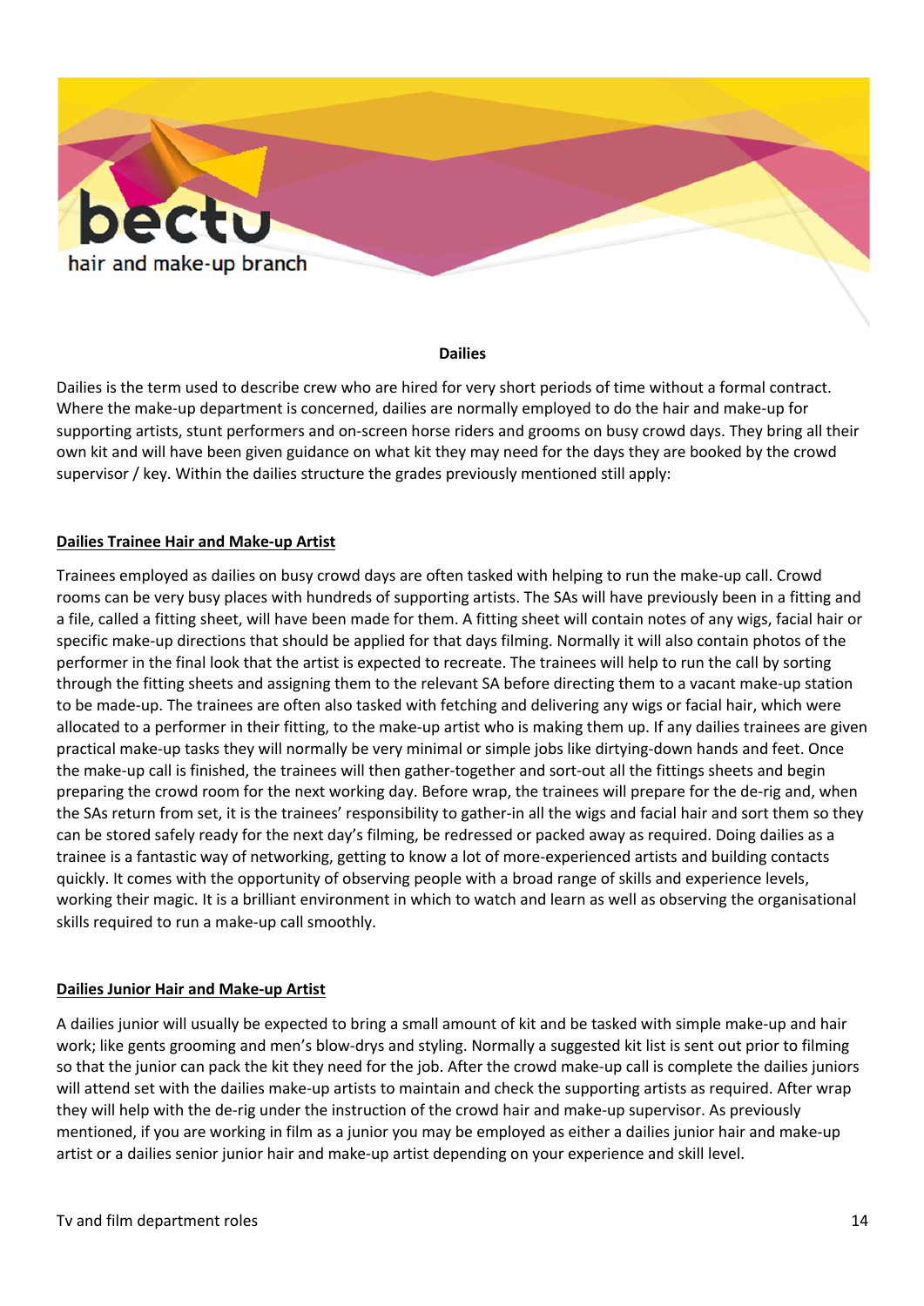## Dailies

Dailies is the term used to describe crew who are hired for very short periods of time without a formal contract. Where the make-up department is concerned, dailies are normally employed to do the hair and make-up for supporting artists, stunt performers and on-screen horse riders and grooms on busy crowd days. They bring all their own kit and will have been given guidance on what kit they may need for the days they are booked by the crowd supervisor / key. Within the dailies structure the grades previously mentioned still apply:

### Dailies Trainee Hair and Make-up Artist

Trainees employed as dailies on busy crowd days are often tasked with helping to run the make-up call. Crowd rooms can be very busy places with hundreds of supporting artists. The SAs will have previously been in a fitting and a file, called a fitting sheet, will have been made for them. A fitting sheet will contain notes of any wigs, facial hair or specific make-up directions that should be applied for that days filming. Normally it will also contain photos of the performer in the final look that the artist is expected to recreate. The trainees will help to run the call by sorting through the fitting sheets and assigning them to the relevant SA before directing them to a vacant make-up station to be made-up. The trainees are often also tasked with fetching and delivering any wigs or facial hair, which were allocated to a performer in their fitting, to the make-up artist who is making them up. If any dailies trainees are given practical make-up tasks they will normally be very minimal or simple jobs like dirtying-down hands and feet. Once the make-up call is finished, the trainees will then gather-together and sort-out all the fittings sheets and begin preparing the crowd room for the next working day. Before wrap, the trainees will prepare for the de-rig and, when the SAs return from set, it is the trainees' responsibility to gather-in all the wigs and facial hair and sort them so they can be stored safely ready for the next day's filming, be redressed or packed away as required. Doing dailies as a trainee is a fantastic way of networking, getting to know a lot of more-experienced artists and building contacts quickly. It comes with the opportunity of observing people with a broad range of skills and experience levels, working their magic. It is a brilliant environment in which to watch and learn as well as observing the organisational skills required to run a make-up call smoothly.

### Dailies Junior Hair and Make-up Artist

A dailies junior will usually be expected to bring a small amount of kit and be tasked with simple make-up and hair work; like gents grooming and men's blow-drys and styling. Normally a suggested kit list is sent out prior to filming so that the junior can pack the kit they need for the job. After the crowd make-up call is complete the dailies juniors will attend set with the dailies make-up artists to maintain and check the supporting artists as required. After wrap they will help with the de-rig under the instruction of the crowd hair and make-up supervisor. As previously mentioned, if you are working in film as a junior you may be employed as either a dailies junior hair and make-up artist or a dailies senior junior hair and make-up artist depending on your experience and skill level.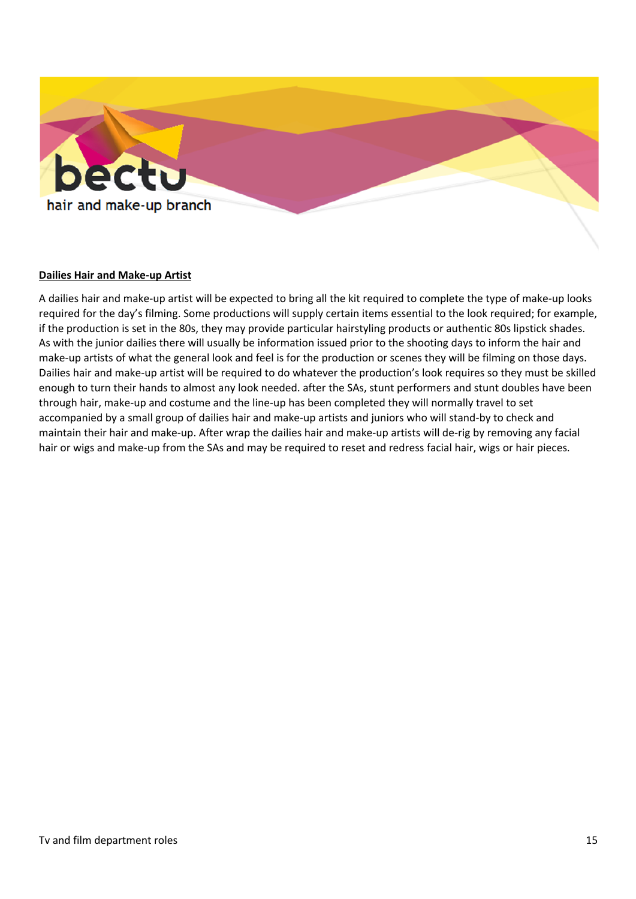bectu

hair and make-up branch

**Dailies Hair and Make-up Artist**

A dailies hair and make-up artist will be expected to bring all the kit required to complete the type of make-up looks required for the day's filming. Some productions will supply certain items essential to the look required; for example, if the production is set in the 80s, they may provide particular hairstyling products or authentic 80s lipstick shades. As with the junior dailies there will usually be information issued prior to the shooting days to inform the hair and make-up artists of what the general look and feel is for the production or scenes they will be filming on those days. Dailies hair and make-up artist will be required to do whatever the production's look requires so they must be skilled enough to turn their hands to almost any look needed. after the SAs, stunt performers and stunt doubles have been through hair, make-up and costume and the line-up has been completed they will normally travel to set accompanied by a small group of dailies hair and make-up artists and juniors who will stand-by to check and maintain their hair and make-up. After wrap the dailies hair and make-up artists will de-rig by removing any facial hair or wigs and make-up from the SAs and may be required to reset and redress facial hair, wigs or hair pieces.